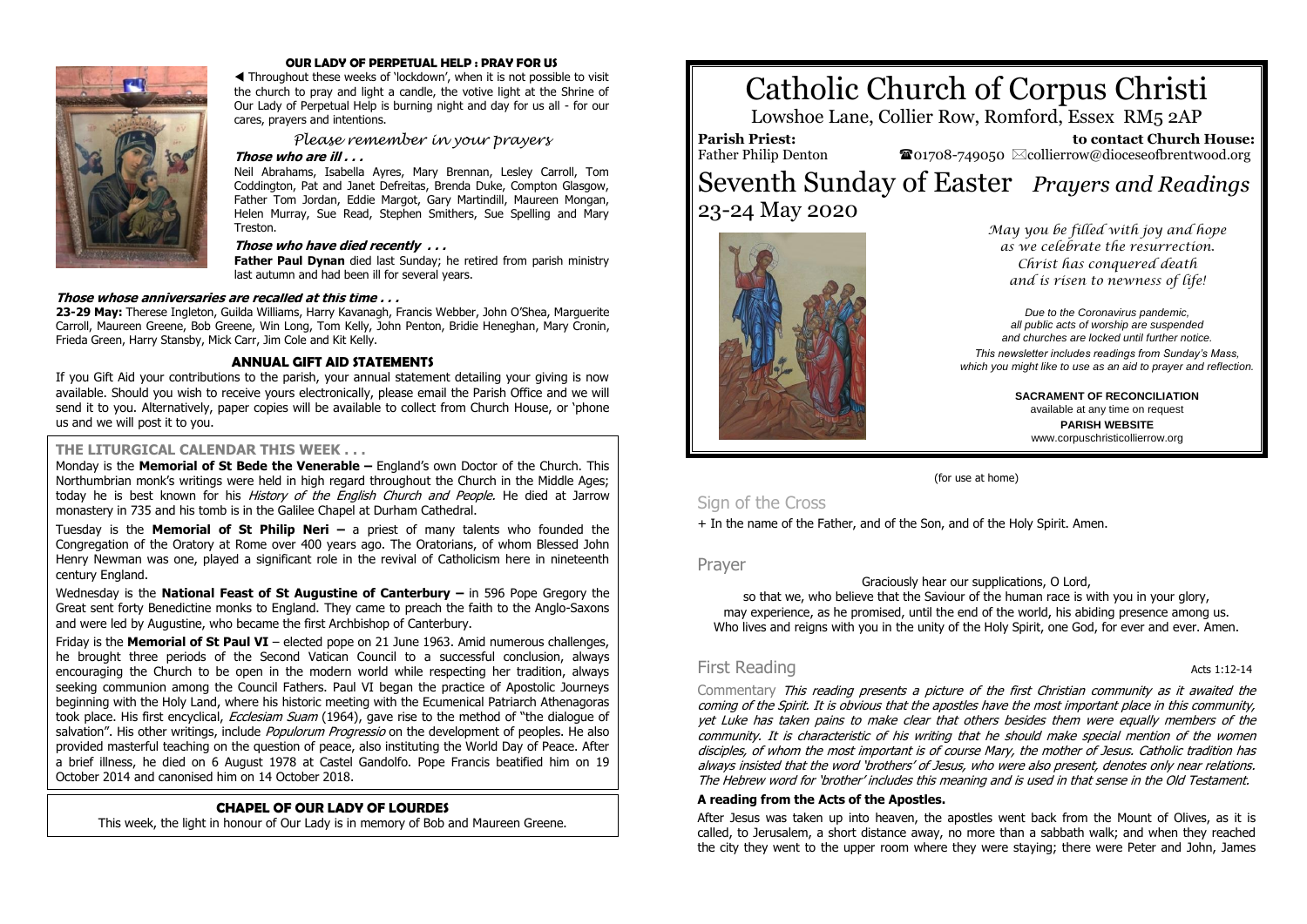## OUR LADY OF PERPETUAL HELP : PRAY FOR US

◄ Throughout these weeks of 'lockdown', when it is not possible to visit the church to pray and light a candle, the votive light at the Shrine of Our Lady of Perpetual Help is burning night and day for us all - for our cares, prayers and intentions.

*Please remember in your prayers*

***Those who are ill . . .***

Neil Abrahams, Isabella Ayres, Mary Brennan, Lesley Carroll, Tom Coddington, Pat and Janet Defreitas, Brenda Duke, Compton Glasgow, Father Tom Jordan, Eddie Margot, Gary Martindill, Maureen Mongan, Helen Murray, Sue Read, Stephen Smithers, Sue Spelling and Mary Treston.

***Those who have died recently . . .***

**Father Paul Dynan** died last Sunday; he retired from parish ministry last autumn and had been ill for several years.

***Those whose anniversaries are recalled at this time . . .***

**23-29 May:** Therese Ingleton, Guilda Williams, Harry Kavanagh, Francis Webber, John O'Shea, Marguerite Carroll, Maureen Greene, Bob Greene, Win Long, Tom Kelly, John Penton, Bridie Heneghan, Mary Cronin, Frieda Green, Harry Stansby, Mick Carr, Jim Cole and Kit Kelly.

## ANNUAL GIFT AID STATEMENTS

If you Gift Aid your contributions to the parish, your annual statement detailing your giving is now available. Should you wish to receive yours electronically, please email the Parish Office and we will send it to you. Alternatively, paper copies will be available to collect from Church House, or 'phone us and we will post it to you.

## THE LITURGICAL CALENDAR THIS WEEK . . .

Monday is the **Memorial of St Bede the Venerable –** England's own Doctor of the Church. This Northumbrian monk's writings were held in high regard throughout the Church in the Middle Ages; today he is best known for his *History of the English Church and People.* He died at Jarrow monastery in 735 and his tomb is in the Galilee Chapel at Durham Cathedral.

Tuesday is the **Memorial of St Philip Neri –** a priest of many talents who founded the Congregation of the Oratory at Rome over 400 years ago. The Oratorians, of whom Blessed John Henry Newman was one, played a significant role in the revival of Catholicism here in nineteenth century England.

Wednesday is the **National Feast of St Augustine of Canterbury –** in 596 Pope Gregory the Great sent forty Benedictine monks to England. They came to preach the faith to the Anglo-Saxons and were led by Augustine, who became the first Archbishop of Canterbury.

Friday is the **Memorial of St Paul VI** – elected pope on 21 June 1963. Amid numerous challenges, he brought three periods of the Second Vatican Council to a successful conclusion, always encouraging the Church to be open in the modern world while respecting her tradition, always seeking communion among the Council Fathers. Paul VI began the practice of Apostolic Journeys beginning with the Holy Land, where his historic meeting with the Ecumenical Patriarch Athenagoras took place. His first encyclical, *Ecclesiam Suam* (1964), gave rise to the method of "the dialogue of salvation". His other writings, include *Populorum Progressio* on the development of peoples. He also provided masterful teaching on the question of peace, also instituting the World Day of Peace. After a brief illness, he died on 6 August 1978 at Castel Gandolfo. Pope Francis beatified him on 19 October 2014 and canonised him on 14 October 2018.

## CHAPEL OF OUR LADY OF LOURDES

This week, the light in honour of Our Lady is in memory of Bob and Maureen Greene.

# Catholic Church of Corpus Christi

Lowshoe Lane, Collier Row, Romford, Essex RM5 2AP

**Parish Priest:** Father Philip Denton

**to contact Church House:** ☎01708-749050 ✉collierrow@dioceseofbrentwood.org

# Seventh Sunday of Easter *Prayers and Readings*

23-24 May 2020

*May you be filled with joy and hope as we celebrate the resurrection. Christ has conquered death and is risen to newness of life!*

*Due to the Coronavirus pandemic, all public acts of worship are suspended and churches are locked until further notice.*

*This newsletter includes readings from Sunday's Mass, which you might like to use as an aid to prayer and reflection.*

**SACRAMENT OF RECONCILIATION**
available at any time on request

**PARISH WEBSITE**
www.corpuschristicollierrow.org

(for use at home)

## Sign of the Cross

+ In the name of the Father, and of the Son, and of the Holy Spirit. Amen.

## Prayer

Graciously hear our supplications, O Lord,
so that we, who believe that the Saviour of the human race is with you in your glory,
may experience, as he promised, until the end of the world, his abiding presence among us.
Who lives and reigns with you in the unity of the Holy Spirit, one God, for ever and ever. Amen.

## First Reading

Acts 1:12-14

Commentary *This reading presents a picture of the first Christian community as it awaited the coming of the Spirit. It is obvious that the apostles have the most important place in this community, yet Luke has taken pains to make clear that others besides them were equally members of the community. It is characteristic of his writing that he should make special mention of the women disciples, of whom the most important is of course Mary, the mother of Jesus. Catholic tradition has always insisted that the word 'brothers' of Jesus, who were also present, denotes only near relations. The Hebrew word for 'brother' includes this meaning and is used in that sense in the Old Testament.*

**A reading from the Acts of the Apostles.**

After Jesus was taken up into heaven, the apostles went back from the Mount of Olives, as it is called, to Jerusalem, a short distance away, no more than a sabbath walk; and when they reached the city they went to the upper room where they were staying; there were Peter and John, James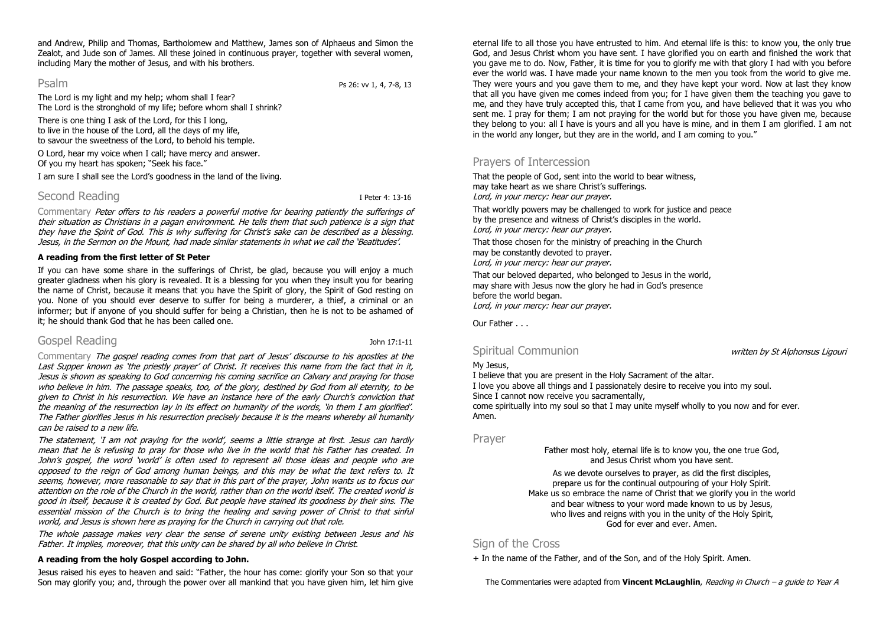and Andrew, Philip and Thomas, Bartholomew and Matthew, James son of Alphaeus and Simon the Zealot, and Jude son of James. All these joined in continuous prayer, together with several women, including Mary the mother of Jesus, and with his brothers.

## Psalm

Ps 26: vv 1, 4, 7-8, 13

The Lord is my light and my help; whom shall I fear?
The Lord is the stronghold of my life; before whom shall I shrink?

There is one thing I ask of the Lord, for this I long,
to live in the house of the Lord, all the days of my life,
to savour the sweetness of the Lord, to behold his temple.

O Lord, hear my voice when I call; have mercy and answer.
Of you my heart has spoken; "Seek his face."

I am sure I shall see the Lord's goodness in the land of the living.

## Second Reading

I Peter 4: 13-16

Commentary *Peter offers to his readers a powerful motive for bearing patiently the sufferings of their situation as Christians in a pagan environment. He tells them that such patience is a sign that they have the Spirit of God. This is why suffering for Christ's sake can be described as a blessing. Jesus, in the Sermon on the Mount, had made similar statements in what we call the 'Beatitudes'.*

**A reading from the first letter of St Peter**

If you can have some share in the sufferings of Christ, be glad, because you will enjoy a much greater gladness when his glory is revealed. It is a blessing for you when they insult you for bearing the name of Christ, because it means that you have the Spirit of glory, the Spirit of God resting on you. None of you should ever deserve to suffer for being a murderer, a thief, a criminal or an informer; but if anyone of you should suffer for being a Christian, then he is not to be ashamed of it; he should thank God that he has been called one.

## Gospel Reading

John 17:1-11

Commentary *The gospel reading comes from that part of Jesus' discourse to his apostles at the Last Supper known as 'the priestly prayer' of Christ. It receives this name from the fact that in it, Jesus is shown as speaking to God concerning his coming sacrifice on Calvary and praying for those who believe in him. The passage speaks, too, of the glory, destined by God from all eternity, to be given to Christ in his resurrection. We have an instance here of the early Church's conviction that the meaning of the resurrection lay in its effect on humanity of the words, 'in them I am glorified'. The Father glorifies Jesus in his resurrection precisely because it is the means whereby all humanity can be raised to a new life.*

*The statement, 'I am not praying for the world', seems a little strange at first. Jesus can hardly mean that he is refusing to pray for those who live in the world that his Father has created. In John's gospel, the word 'world' is often used to represent all those ideas and people who are opposed to the reign of God among human beings, and this may be what the text refers to. It seems, however, more reasonable to say that in this part of the prayer, John wants us to focus our attention on the role of the Church in the world, rather than on the world itself. The created world is good in itself, because it is created by God. But people have stained its goodness by their sins. The essential mission of the Church is to bring the healing and saving power of Christ to that sinful world, and Jesus is shown here as praying for the Church in carrying out that role.*

*The whole passage makes very clear the sense of serene unity existing between Jesus and his Father. It implies, moreover, that this unity can be shared by all who believe in Christ.*

**A reading from the holy Gospel according to John.**

Jesus raised his eyes to heaven and said: "Father, the hour has come: glorify your Son so that your Son may glorify you; and, through the power over all mankind that you have given him, let him give eternal life to all those you have entrusted to him. And eternal life is this: to know you, the only true God, and Jesus Christ whom you have sent. I have glorified you on earth and finished the work that you gave me to do. Now, Father, it is time for you to glorify me with that glory I had with you before ever the world was. I have made your name known to the men you took from the world to give me. They were yours and you gave them to me, and they have kept your word. Now at last they know that all you have given me comes indeed from you; for I have given them the teaching you gave to me, and they have truly accepted this, that I came from you, and have believed that it was you who sent me. I pray for them; I am not praying for the world but for those you have given me, because they belong to you: all I have is yours and all you have is mine, and in them I am glorified. I am not in the world any longer, but they are in the world, and I am coming to you."

## Prayers of Intercession

That the people of God, sent into the world to bear witness,
may take heart as we share Christ's sufferings.
*Lord, in your mercy: hear our prayer.*

That worldly powers may be challenged to work for justice and peace
by the presence and witness of Christ's disciples in the world.
*Lord, in your mercy: hear our prayer.*

That those chosen for the ministry of preaching in the Church
may be constantly devoted to prayer.
*Lord, in your mercy: hear our prayer.*

That our beloved departed, who belonged to Jesus in the world,
may share with Jesus now the glory he had in God's presence
before the world began.
*Lord, in your mercy: hear our prayer.*

Our Father . . .

## Spiritual Communion

*written by St Alphonsus Ligouri*

My Jesus,
I believe that you are present in the Holy Sacrament of the altar.
I love you above all things and I passionately desire to receive you into my soul.
Since I cannot now receive you sacramentally,
come spiritually into my soul so that I may unite myself wholly to you now and for ever.
Amen.

## Prayer

Father most holy, eternal life is to know you, the one true God,
and Jesus Christ whom you have sent.

As we devote ourselves to prayer, as did the first disciples,
prepare us for the continual outpouring of your Holy Spirit.
Make us so embrace the name of Christ that we glorify you in the world
and bear witness to your word made known to us by Jesus,
who lives and reigns with you in the unity of the Holy Spirit,
God for ever and ever. Amen.

## Sign of the Cross

+ In the name of the Father, and of the Son, and of the Holy Spirit. Amen.

The Commentaries were adapted from **Vincent McLaughlin**, *Reading in Church – a guide to Year A*